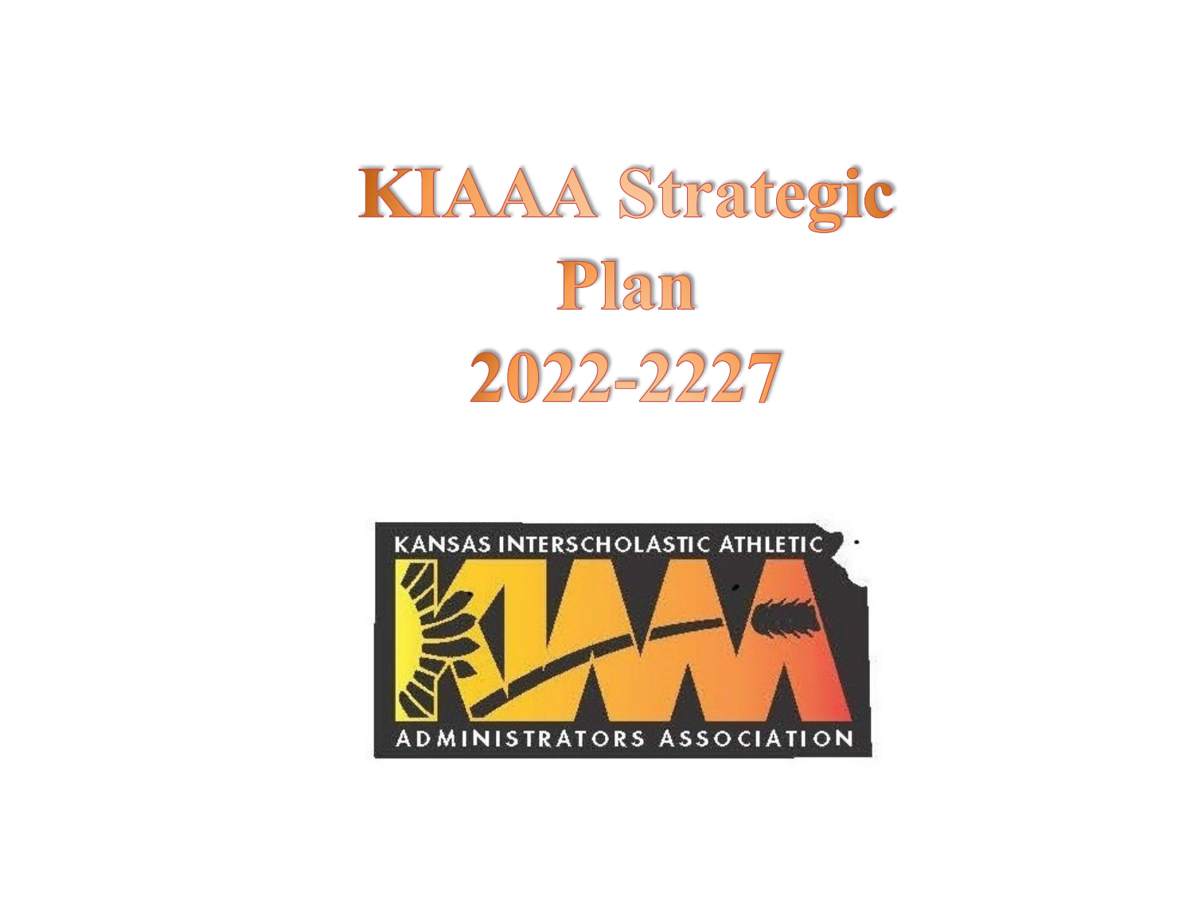# KIAAA Strategic Plan 2022-2227

KANSAS INTERSCHOLASTIC ATHLETIC

KIAAA

ADMINISTRATORS ASSOCIATION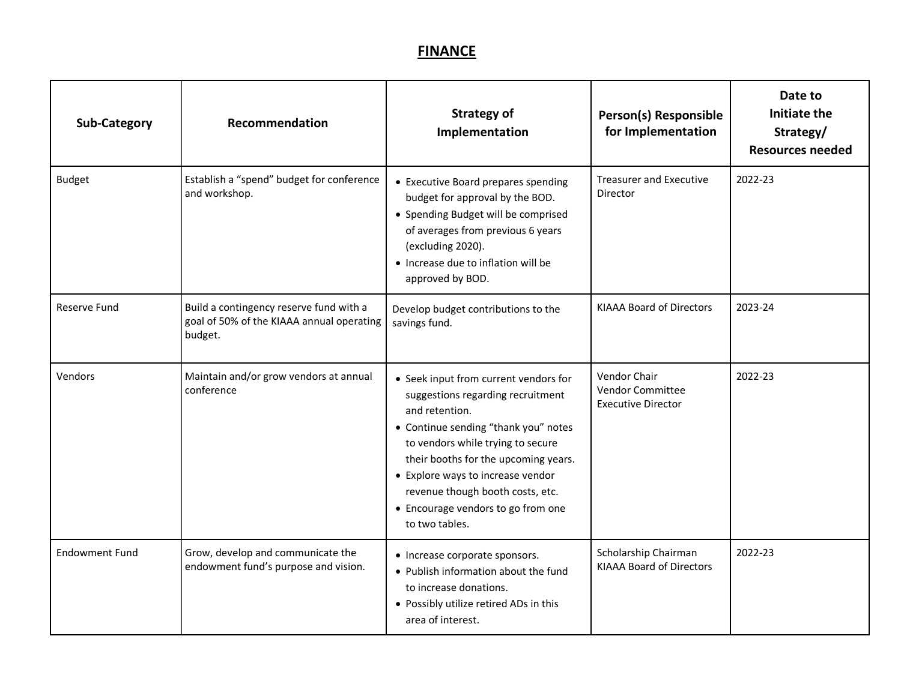# FINANCE

| Sub-Category | Recommendation | Strategy of Implementation | Person(s) Responsible for Implementation | Date to Initiate the Strategy/ Resources needed |
|---|---|---|---|---|
| Budget | Establish a "spend" budget for conference and workshop. | • Executive Board prepares spending budget for approval by the BOD.<br>• Spending Budget will be comprised of averages from previous 6 years (excluding 2020).<br>• Increase due to inflation will be approved by BOD. | Treasurer and Executive Director | 2022-23 |
| Reserve Fund | Build a contingency reserve fund with a goal of 50% of the KIAAA annual operating budget. | Develop budget contributions to the savings fund. | KIAAA Board of Directors | 2023-24 |
| Vendors | Maintain and/or grow vendors at annual conference | • Seek input from current vendors for suggestions regarding recruitment and retention.<br>• Continue sending "thank you" notes to vendors while trying to secure their booths for the upcoming years.<br>• Explore ways to increase vendor revenue though booth costs, etc.<br>• Encourage vendors to go from one to two tables. | Vendor Chair<br>Vendor Committee<br>Executive Director | 2022-23 |
| Endowment Fund | Grow, develop and communicate the endowment fund's purpose and vision. | • Increase corporate sponsors.<br>• Publish information about the fund to increase donations.<br>• Possibly utilize retired ADs in this area of interest. | Scholarship Chairman<br>KIAAA Board of Directors | 2022-23 |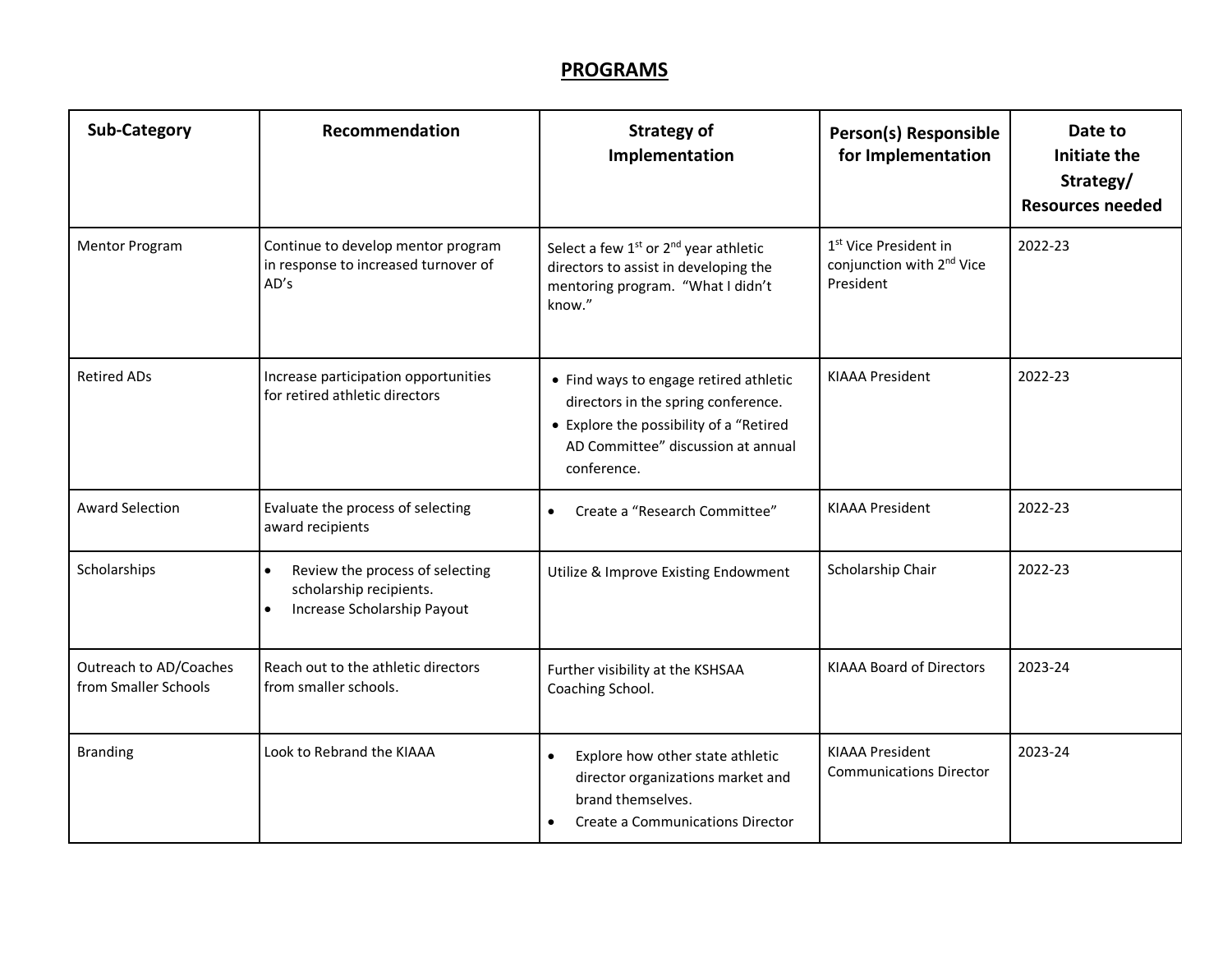# PROGRAMS

| Sub-Category | Recommendation | Strategy of Implementation | Person(s) Responsible for Implementation | Date to Initiate the Strategy/ Resources needed |
|---|---|---|---|---|
| Mentor Program | Continue to develop mentor program in response to increased turnover of AD's | Select a few 1st or 2nd year athletic directors to assist in developing the mentoring program. "What I didn't know." | 1st Vice President in conjunction with 2nd Vice President | 2022-23 |
| Retired ADs | Increase participation opportunities for retired athletic directors | • Find ways to engage retired athletic directors in the spring conference.<br>• Explore the possibility of a "Retired AD Committee" discussion at annual conference. | KIAAA President | 2022-23 |
| Award Selection | Evaluate the process of selecting award recipients | • Create a "Research Committee" | KIAAA President | 2022-23 |
| Scholarships | • Review the process of selecting scholarship recipients.<br>• Increase Scholarship Payout | Utilize & Improve Existing Endowment | Scholarship Chair | 2022-23 |
| Outreach to AD/Coaches from Smaller Schools | Reach out to the athletic directors from smaller schools. | Further visibility at the KSHSAA Coaching School. | KIAAA Board of Directors | 2023-24 |
| Branding | Look to Rebrand the KIAAA | • Explore how other state athletic director organizations market and brand themselves.<br>• Create a Communications Director | KIAAA President<br>Communications Director | 2023-24 |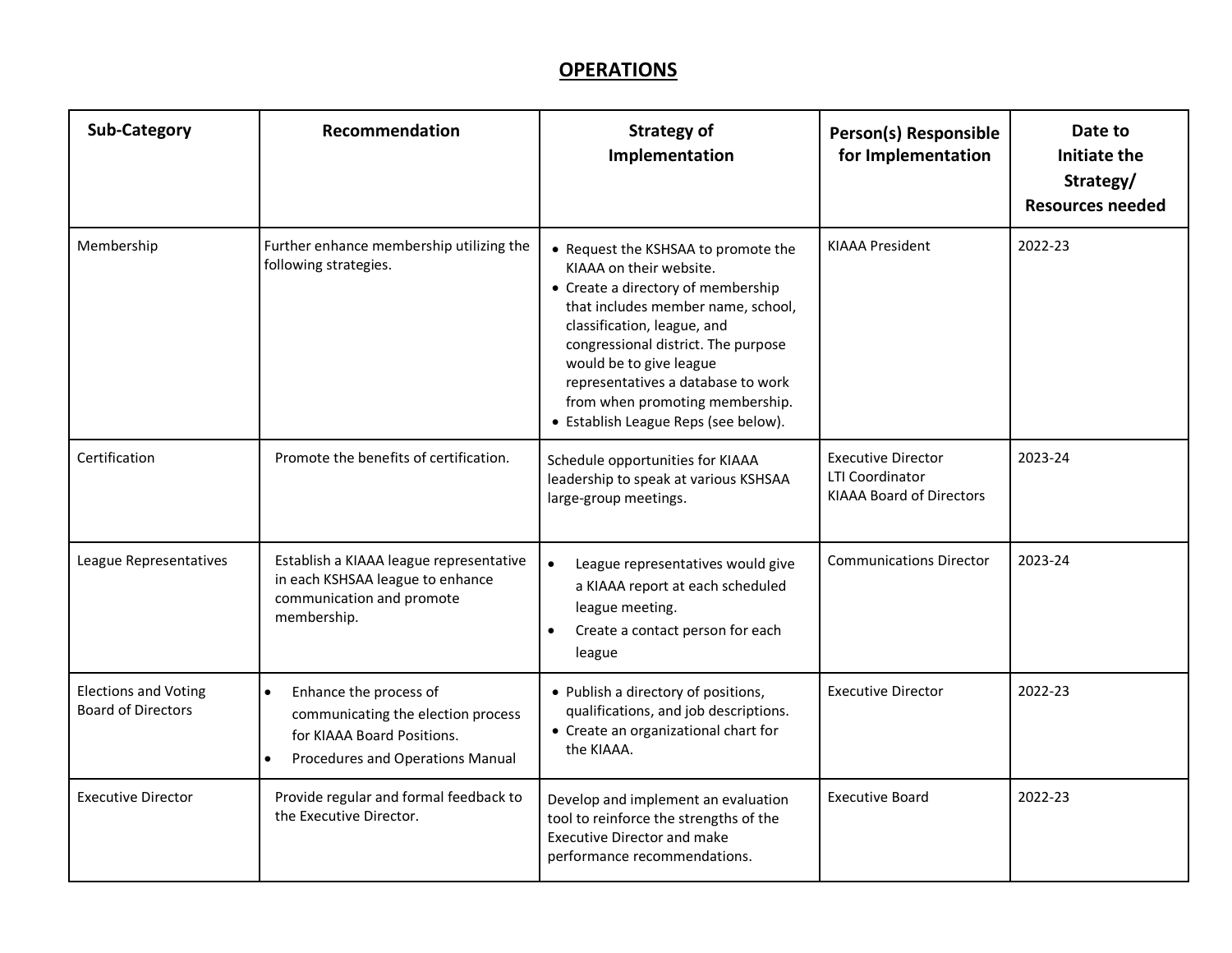# OPERATIONS

| Sub-Category | Recommendation | Strategy of Implementation | Person(s) Responsible for Implementation | Date to Initiate the Strategy/ Resources needed |
|---|---|---|---|---|
| Membership | Further enhance membership utilizing the following strategies. | • Request the KSHSAA to promote the KIAAA on their website.<br>• Create a directory of membership that includes member name, school, classification, league, and congressional district. The purpose would be to give league representatives a database to work from when promoting membership.<br>• Establish League Reps (see below). | KIAAA President | 2022-23 |
| Certification | Promote the benefits of certification. | Schedule opportunities for KIAAA leadership to speak at various KSHSAA large-group meetings. | Executive Director<br>LTI Coordinator<br>KIAAA Board of Directors | 2023-24 |
| League Representatives | Establish a KIAAA league representative in each KSHSAA league to enhance communication and promote membership. | • League representatives would give a KIAAA report at each scheduled league meeting.<br>• Create a contact person for each league | Communications Director | 2023-24 |
| Elections and Voting Board of Directors | • Enhance the process of communicating the election process for KIAAA Board Positions.<br>• Procedures and Operations Manual | • Publish a directory of positions, qualifications, and job descriptions.<br>• Create an organizational chart for the KIAAA. | Executive Director | 2022-23 |
| Executive Director | Provide regular and formal feedback to the Executive Director. | Develop and implement an evaluation tool to reinforce the strengths of the Executive Director and make performance recommendations. | Executive Board | 2022-23 |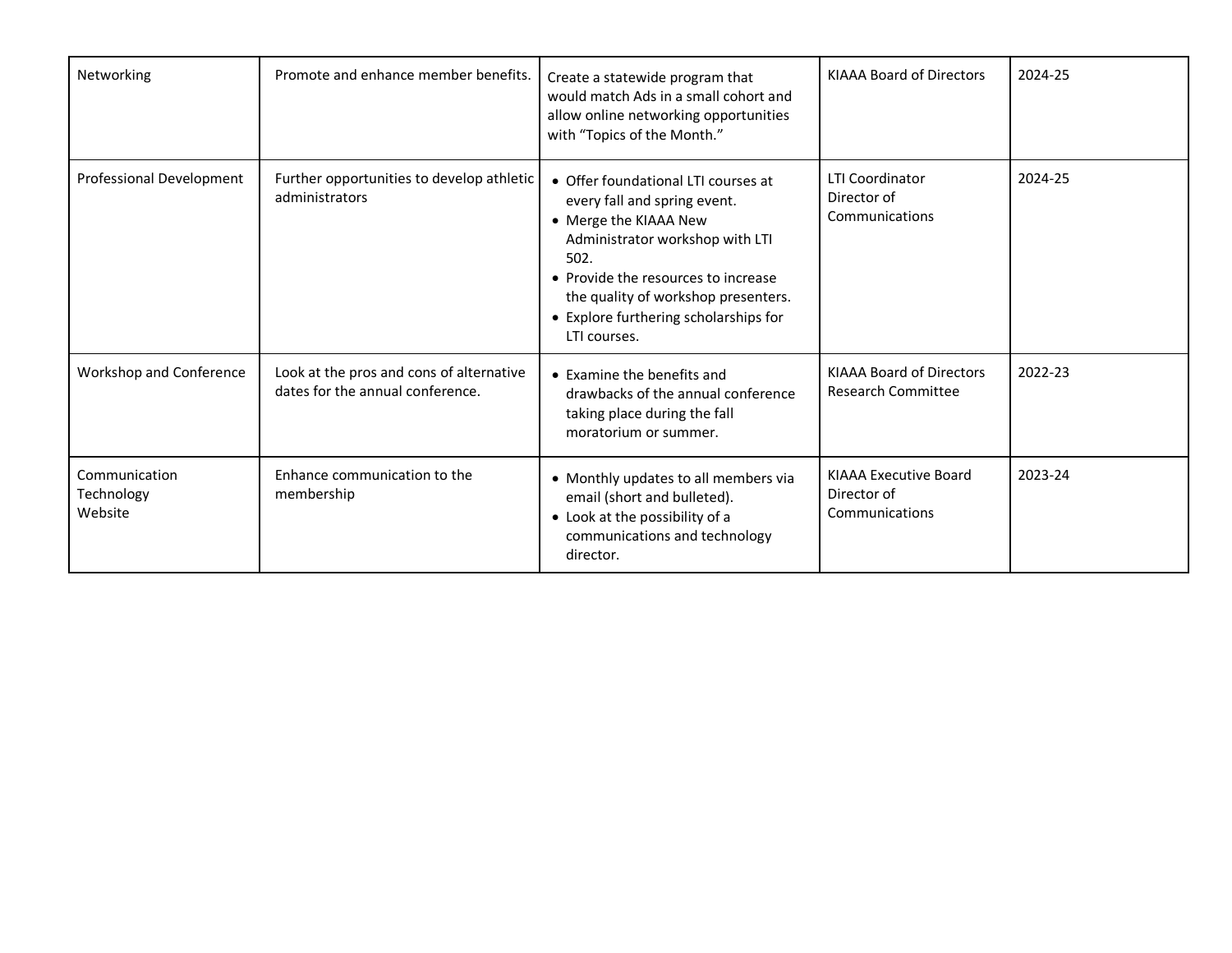| | | | | |
|---|---|---|---|---|
| Networking | Promote and enhance member benefits. | Create a statewide program that would match Ads in a small cohort and allow online networking opportunities with "Topics of the Month." | KIAAA Board of Directors | 2024-25 |
| Professional Development | Further opportunities to develop athletic administrators | • Offer foundational LTI courses at every fall and spring event.<br>• Merge the KIAAA New Administrator workshop with LTI 502.<br>• Provide the resources to increase the quality of workshop presenters.<br>• Explore furthering scholarships for LTI courses. | LTI Coordinator<br>Director of Communications | 2024-25 |
| Workshop and Conference | Look at the pros and cons of alternative dates for the annual conference. | • Examine the benefits and drawbacks of the annual conference taking place during the fall moratorium or summer. | KIAAA Board of Directors<br>Research Committee | 2022-23 |
| Communication<br>Technology<br>Website | Enhance communication to the membership | • Monthly updates to all members via email (short and bulleted).<br>• Look at the possibility of a communications and technology director. | KIAAA Executive Board<br>Director of Communications | 2023-24 |